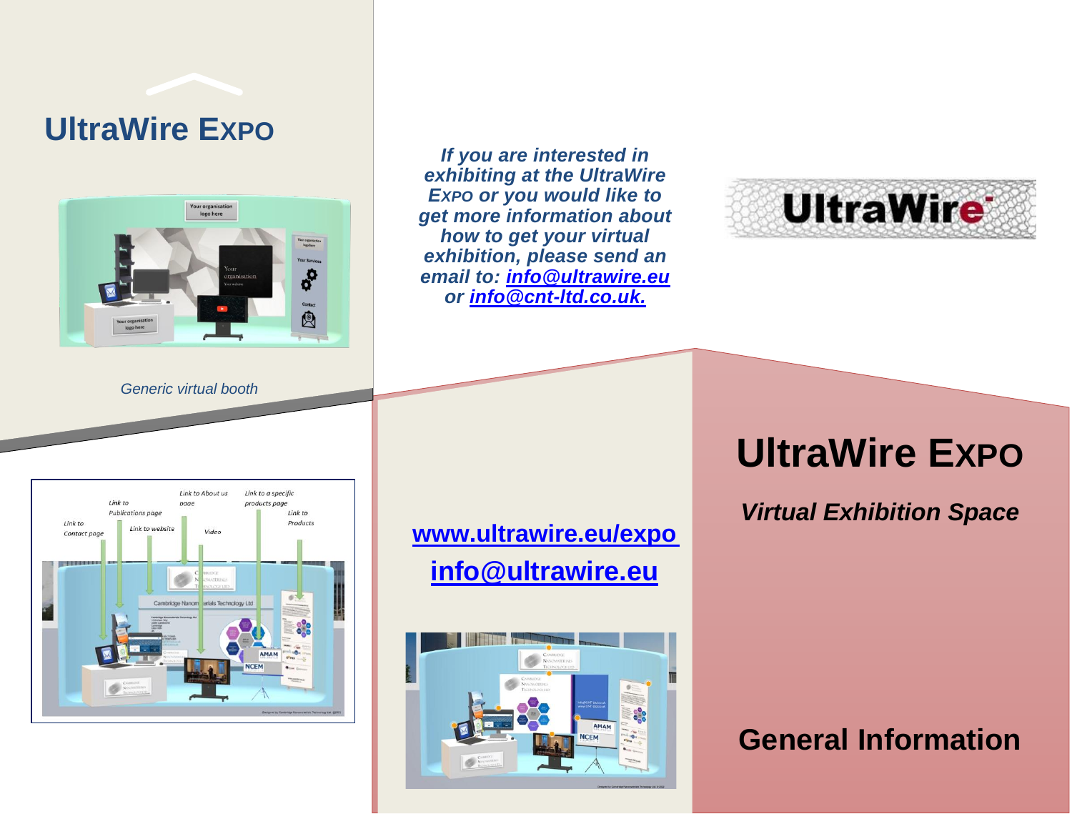# UltraWire EXPO

*Generic virtual booth*

***If you are interested in exhibiting at the UltraWire EXPO or you would like to get more information about how to get your virtual exhibition, please send an email to: info@ultrawire.eu or info@cnt-ltd.co.uk.***

**www.ultrawire.eu/expo**

**info@ultrawire.eu**

# UltraWire EXPO

***Virtual Exhibition Space***

## General Information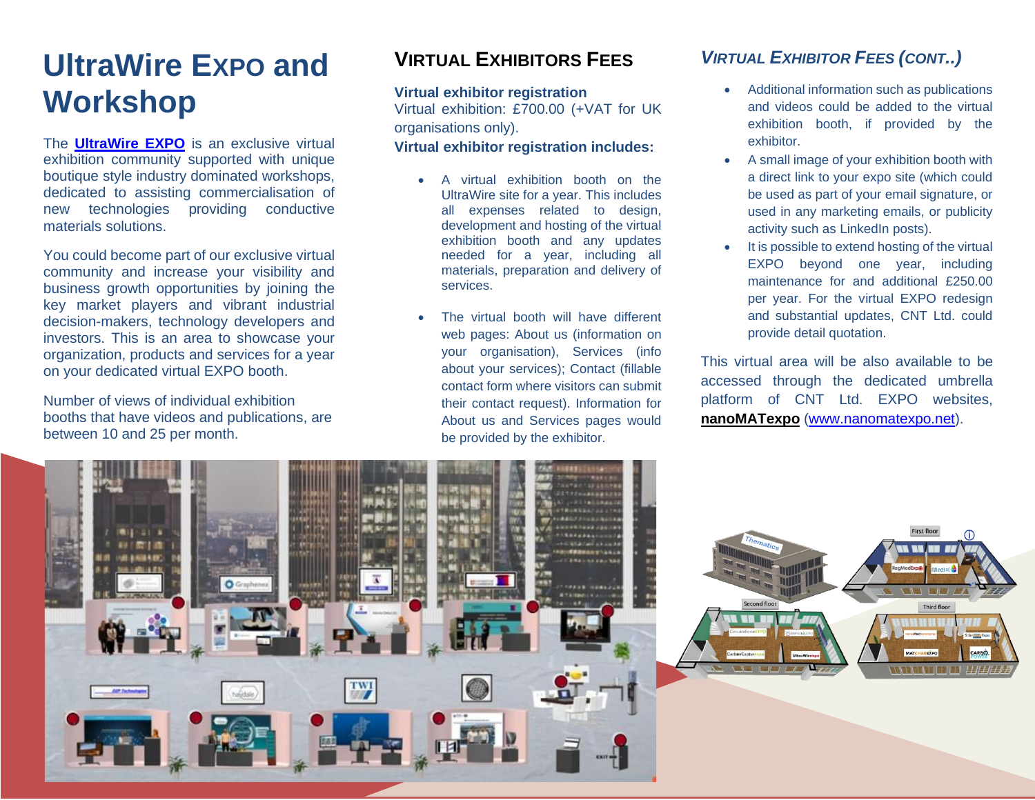# UltraWire EXPO and Workshop

The **UltraWire EXPO** is an exclusive virtual exhibition community supported with unique boutique style industry dominated workshops, dedicated to assisting commercialisation of new technologies providing conductive materials solutions.

You could become part of our exclusive virtual community and increase your visibility and business growth opportunities by joining the key market players and vibrant industrial decision-makers, technology developers and investors. This is an area to showcase your organization, products and services for a year on your dedicated virtual EXPO booth.

Number of views of individual exhibition booths that have videos and publications, are between 10 and 25 per month.

## VIRTUAL EXHIBITORS FEES

**Virtual exhibitor registration**
Virtual exhibition: £700.00 (+VAT for UK organisations only).

**Virtual exhibitor registration includes:**

- A virtual exhibition booth on the UltraWire site for a year. This includes all expenses related to design, development and hosting of the virtual exhibition booth and any updates needed for a year, including all materials, preparation and delivery of services.
- The virtual booth will have different web pages: About us (information on your organisation), Services (info about your services); Contact (fillable contact form where visitors can submit their contact request). Information for About us and Services pages would be provided by the exhibitor.

## *VIRTUAL EXHIBITOR FEES (CONT..)*

- Additional information such as publications and videos could be added to the virtual exhibition booth, if provided by the exhibitor.
- A small image of your exhibition booth with a direct link to your expo site (which could be used as part of your email signature, or used in any marketing emails, or publicity activity such as LinkedIn posts).
- It is possible to extend hosting of the virtual EXPO beyond one year, including maintenance for and additional £250.00 per year. For the virtual EXPO redesign and substantial updates, CNT Ltd. could provide detail quotation.

This virtual area will be also available to be accessed through the dedicated umbrella platform of CNT Ltd. EXPO websites, **nanoMATexpo** (www.nanomatexpo.net).